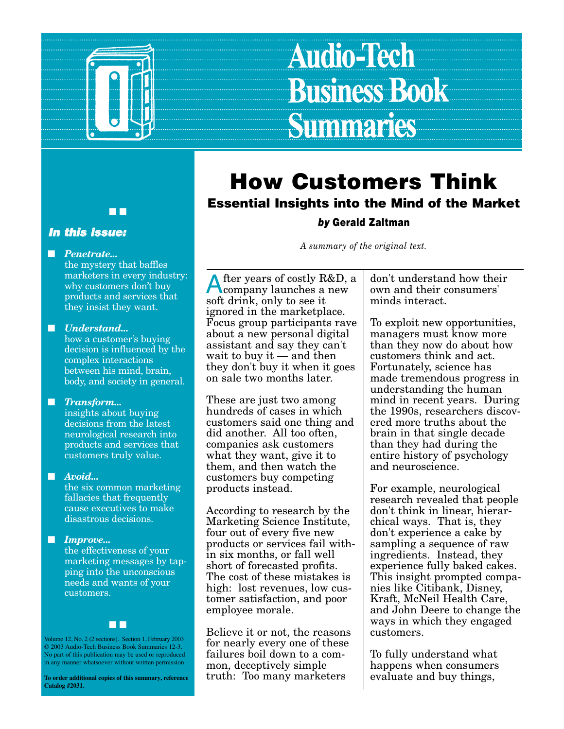# Audio-Tech Business Book Summaries

# How Customers Think

## Essential Insights into the Mind of the Market

***by* Gerald Zaltman**

*A summary of the original text.*

***In this issue:***

- ***Penetrate...*** the mystery that baffles marketers in every industry: why customers don't buy products and services that they insist they want.
- ***Understand...*** how a customer's buying decision is influenced by the complex interactions between his mind, brain, body, and society in general.
- ***Transform...*** insights about buying decisions from the latest neurological research into products and services that customers truly value.
- ***Avoid...*** the six common marketing fallacies that frequently cause executives to make disastrous decisions.
- ***Improve...*** the effectiveness of your marketing messages by tapping into the unconscious needs and wants of your customers.

Volume 12, No. 2 (2 sections). Section 1, February 2003 © 2003 Audio-Tech Business Book Summaries 12-3. No part of this publication may be used or reproduced in any manner whatsoever without written permission.

**To order additional copies of this summary, reference Catalog #2031.**

After years of costly R&D, a company launches a new soft drink, only to see it ignored in the marketplace. Focus group participants rave about a new personal digital assistant and say they can't wait to buy it — and then they don't buy it when it goes on sale two months later.

These are just two among hundreds of cases in which customers said one thing and did another. All too often, companies ask customers what they want, give it to them, and then watch the customers buy competing products instead.

According to research by the Marketing Science Institute, four out of every five new products or services fail within six months, or fall well short of forecasted profits. The cost of these mistakes is high: lost revenues, low customer satisfaction, and poor employee morale.

Believe it or not, the reasons for nearly every one of these failures boil down to a common, deceptively simple truth: Too many marketers don't understand how their own and their consumers' minds interact.

To exploit new opportunities, managers must know more than they now do about how customers think and act. Fortunately, science has made tremendous progress in understanding the human mind in recent years. During the 1990s, researchers discovered more truths about the brain in that single decade than they had during the entire history of psychology and neuroscience.

For example, neurological research revealed that people don't think in linear, hierarchical ways. That is, they don't experience a cake by sampling a sequence of raw ingredients. Instead, they experience fully baked cakes. This insight prompted companies like Citibank, Disney, Kraft, McNeil Health Care, and John Deere to change the ways in which they engaged customers.

To fully understand what happens when consumers evaluate and buy things,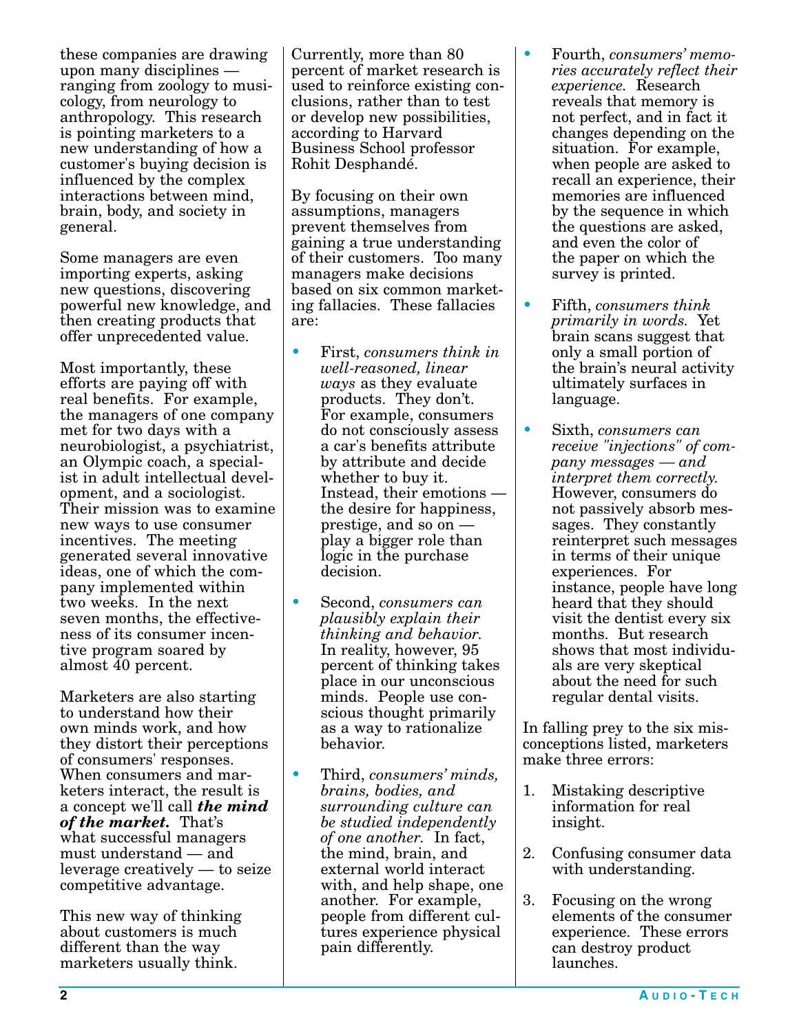these companies are drawing upon many disciplines — ranging from zoology to musicology, from neurology to anthropology. This research is pointing marketers to a new understanding of how a customer's buying decision is influenced by the complex interactions between mind, brain, body, and society in general.

Some managers are even importing experts, asking new questions, discovering powerful new knowledge, and then creating products that offer unprecedented value.

Most importantly, these efforts are paying off with real benefits. For example, the managers of one company met for two days with a neurobiologist, a psychiatrist, an Olympic coach, a specialist in adult intellectual development, and a sociologist. Their mission was to examine new ways to use consumer incentives. The meeting generated several innovative ideas, one of which the company implemented within two weeks. In the next seven months, the effectiveness of its consumer incentive program soared by almost 40 percent.

Marketers are also starting to understand how their own minds work, and how they distort their perceptions of consumers' responses. When consumers and marketers interact, the result is a concept we'll call ***the mind of the market.*** That's what successful managers must understand — and leverage creatively — to seize competitive advantage.

This new way of thinking about customers is much different than the way marketers usually think. Currently, more than 80 percent of market research is used to reinforce existing conclusions, rather than to test or develop new possibilities, according to Harvard Business School professor Rohit Desphandé.

By focusing on their own assumptions, managers prevent themselves from gaining a true understanding of their customers. Too many managers make decisions based on six common marketing fallacies. These fallacies are:

- First, *consumers think in well-reasoned, linear ways* as they evaluate products. They don't. For example, consumers do not consciously assess a car's benefits attribute by attribute and decide whether to buy it. Instead, their emotions — the desire for happiness, prestige, and so on — play a bigger role than logic in the purchase decision.
- Second, *consumers can plausibly explain their thinking and behavior.* In reality, however, 95 percent of thinking takes place in our unconscious minds. People use conscious thought primarily as a way to rationalize behavior.
- Third, *consumers' minds, brains, bodies, and surrounding culture can be studied independently of one another.* In fact, the mind, brain, and external world interact with, and help shape, one another. For example, people from different cultures experience physical pain differently.
- Fourth, *consumers' memories accurately reflect their experience.* Research reveals that memory is not perfect, and in fact it changes depending on the situation. For example, when people are asked to recall an experience, their memories are influenced by the sequence in which the questions are asked, and even the color of the paper on which the survey is printed.
- Fifth, *consumers think primarily in words.* Yet brain scans suggest that only a small portion of the brain's neural activity ultimately surfaces in language.
- Sixth, *consumers can receive "injections" of company messages — and interpret them correctly.* However, consumers do not passively absorb messages. They constantly reinterpret such messages in terms of their unique experiences. For instance, people have long heard that they should visit the dentist every six months. But research shows that most individuals are very skeptical about the need for such regular dental visits.

In falling prey to the six misconceptions listed, marketers make three errors:

1. Mistaking descriptive information for real insight.
2. Confusing consumer data with understanding.
3. Focusing on the wrong elements of the consumer experience. These errors can destroy product launches.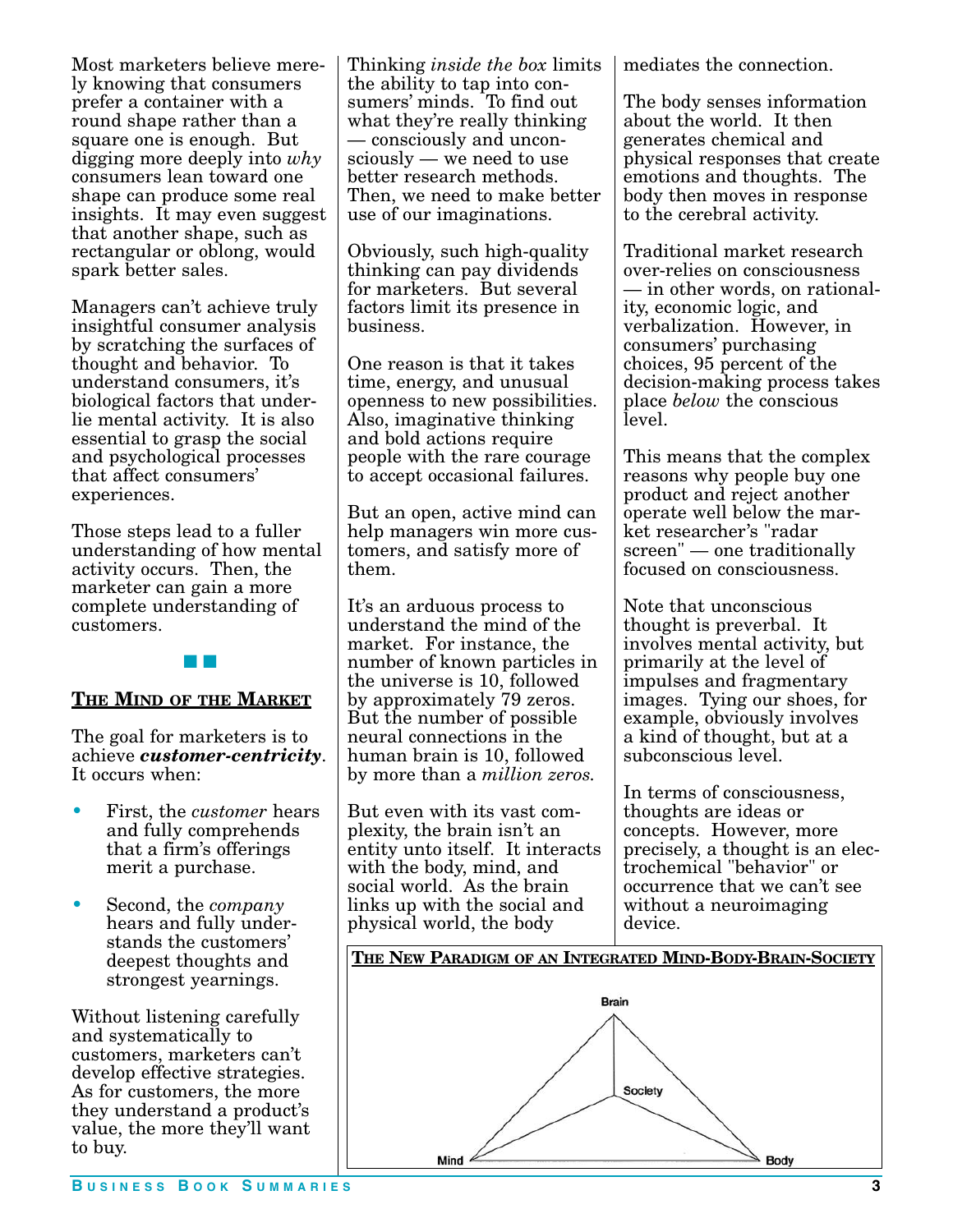Most marketers believe merely knowing that consumers prefer a container with a round shape rather than a square one is enough. But digging more deeply into *why* consumers lean toward one shape can produce some real insights. It may even suggest that another shape, such as rectangular or oblong, would spark better sales.

Managers can't achieve truly insightful consumer analysis by scratching the surfaces of thought and behavior. To understand consumers, it's biological factors that underlie mental activity. It is also essential to grasp the social and psychological processes that affect consumers' experiences.

Those steps lead to a fuller understanding of how mental activity occurs. Then, the marketer can gain a more complete understanding of customers.

## THE MIND OF THE MARKET

The goal for marketers is to achieve ***customer-centricity***. It occurs when:

- First, the *customer* hears and fully comprehends that a firm's offerings merit a purchase.
- Second, the *company* hears and fully understands the customers' deepest thoughts and strongest yearnings.

Without listening carefully and systematically to customers, marketers can't develop effective strategies. As for customers, the more they understand a product's value, the more they'll want to buy.

Thinking *inside the box* limits the ability to tap into consumers' minds. To find out what they're really thinking — consciously and unconsciously — we need to use better research methods. Then, we need to make better use of our imaginations.

Obviously, such high-quality thinking can pay dividends for marketers. But several factors limit its presence in business.

One reason is that it takes time, energy, and unusual openness to new possibilities. Also, imaginative thinking and bold actions require people with the rare courage to accept occasional failures.

But an open, active mind can help managers win more customers, and satisfy more of them.

It's an arduous process to understand the mind of the market. For instance, the number of known particles in the universe is 10, followed by approximately 79 zeros. But the number of possible neural connections in the human brain is 10, followed by more than a *million zeros.*

But even with its vast complexity, the brain isn't an entity unto itself. It interacts with the body, mind, and social world. As the brain links up with the social and physical world, the body mediates the connection.

The body senses information about the world. It then generates chemical and physical responses that create emotions and thoughts. The body then moves in response to the cerebral activity.

Traditional market research over-relies on consciousness — in other words, on rationality, economic logic, and verbalization. However, in consumers' purchasing choices, 95 percent of the decision-making process takes place *below* the conscious level.

This means that the complex reasons why people buy one product and reject another operate well below the market researcher's "radar screen" — one traditionally focused on consciousness.

Note that unconscious thought is preverbal. It involves mental activity, but primarily at the level of impulses and fragmentary images. Tying our shoes, for example, obviously involves a kind of thought, but at a subconscious level.

In terms of consciousness, thoughts are ideas or concepts. However, more precisely, a thought is an electrochemical "behavior" or occurrence that we can't see without a neuroimaging device.

**THE NEW PARADIGM OF AN INTEGRATED MIND-BODY-BRAIN-SOCIETY**

Brain — Society — Mind — Body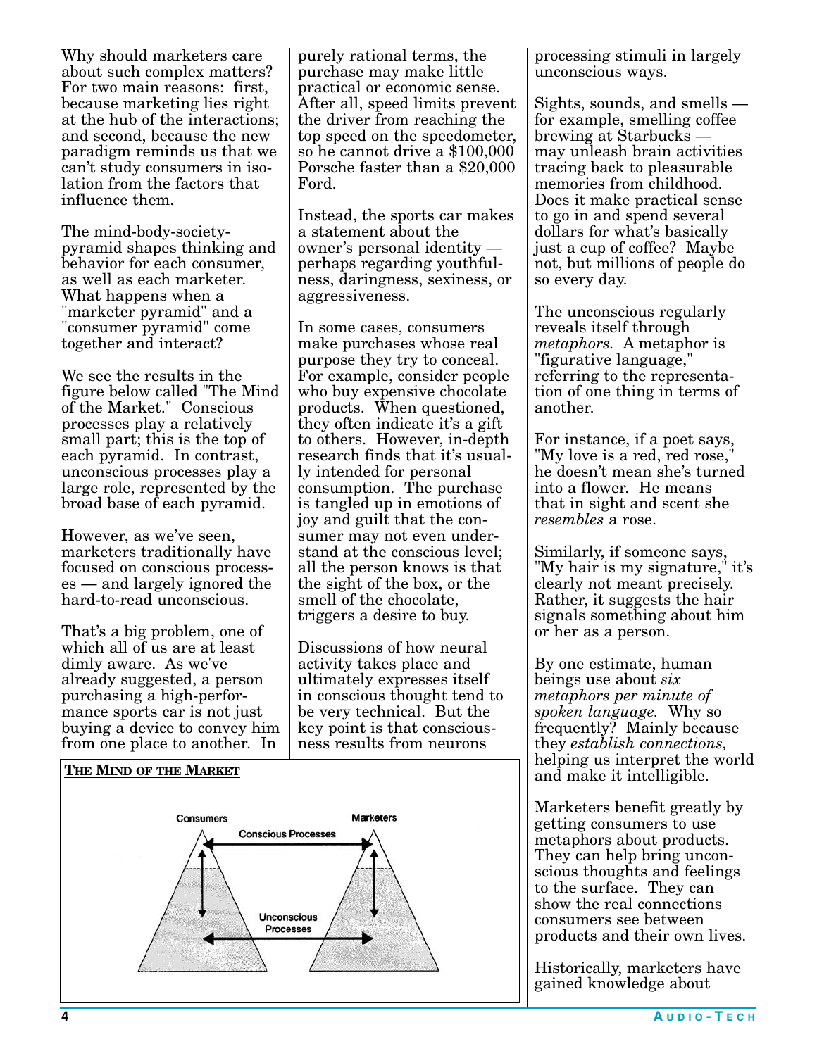Why should marketers care about such complex matters? For two main reasons: first, because marketing lies right at the hub of the interactions; and second, because the new paradigm reminds us that we can't study consumers in isolation from the factors that influence them.

The mind-body-society-pyramid shapes thinking and behavior for each consumer, as well as each marketer. What happens when a "marketer pyramid" and a "consumer pyramid" come together and interact?

We see the results in the figure below called "The Mind of the Market." Conscious processes play a relatively small part; this is the top of each pyramid. In contrast, unconscious processes play a large role, represented by the broad base of each pyramid.

However, as we've seen, marketers traditionally have focused on conscious processes — and largely ignored the hard-to-read unconscious.

That's a big problem, one of which all of us are at least dimly aware. As we've already suggested, a person purchasing a high-performance sports car is not just buying a device to convey him from one place to another. In purely rational terms, the purchase may make little practical or economic sense. After all, speed limits prevent the driver from reaching the top speed on the speedometer, so he cannot drive a $100,000 Porsche faster than a $20,000 Ford.

Instead, the sports car makes a statement about the owner's personal identity — perhaps regarding youthfulness, daringness, sexiness, or aggressiveness.

In some cases, consumers make purchases whose real purpose they try to conceal. For example, consider people who buy expensive chocolate products. When questioned, they often indicate it's a gift to others. However, in-depth research finds that it's usually intended for personal consumption. The purchase is tangled up in emotions of joy and guilt that the consumer may not even understand at the conscious level; all the person knows is that the sight of the box, or the smell of the chocolate, triggers a desire to buy.

Discussions of how neural activity takes place and ultimately expresses itself in conscious thought tend to be very technical. But the key point is that consciousness results from neurons processing stimuli in largely unconscious ways.

**THE MIND OF THE MARKET**

Consumers | Marketers | Conscious Processes | Unconscious Processes

Sights, sounds, and smells — for example, smelling coffee brewing at Starbucks — may unleash brain activities tracing back to pleasurable memories from childhood. Does it make practical sense to go in and spend several dollars for what's basically just a cup of coffee? Maybe not, but millions of people do so every day.

The unconscious regularly reveals itself through *metaphors*. A metaphor is "figurative language," referring to the representation of one thing in terms of another.

For instance, if a poet says, "My love is a red, red rose," he doesn't mean she's turned into a flower. He means that in sight and scent she *resembles* a rose.

Similarly, if someone says, "My hair is my signature," it's clearly not meant precisely. Rather, it suggests the hair signals something about him or her as a person.

By one estimate, human beings use about *six metaphors per minute of spoken language.* Why so frequently? Mainly because they *establish connections,* helping us interpret the world and make it intelligible.

Marketers benefit greatly by getting consumers to use metaphors about products. They can help bring unconscious thoughts and feelings to the surface. They can show the real connections consumers see between products and their own lives.

Historically, marketers have gained knowledge about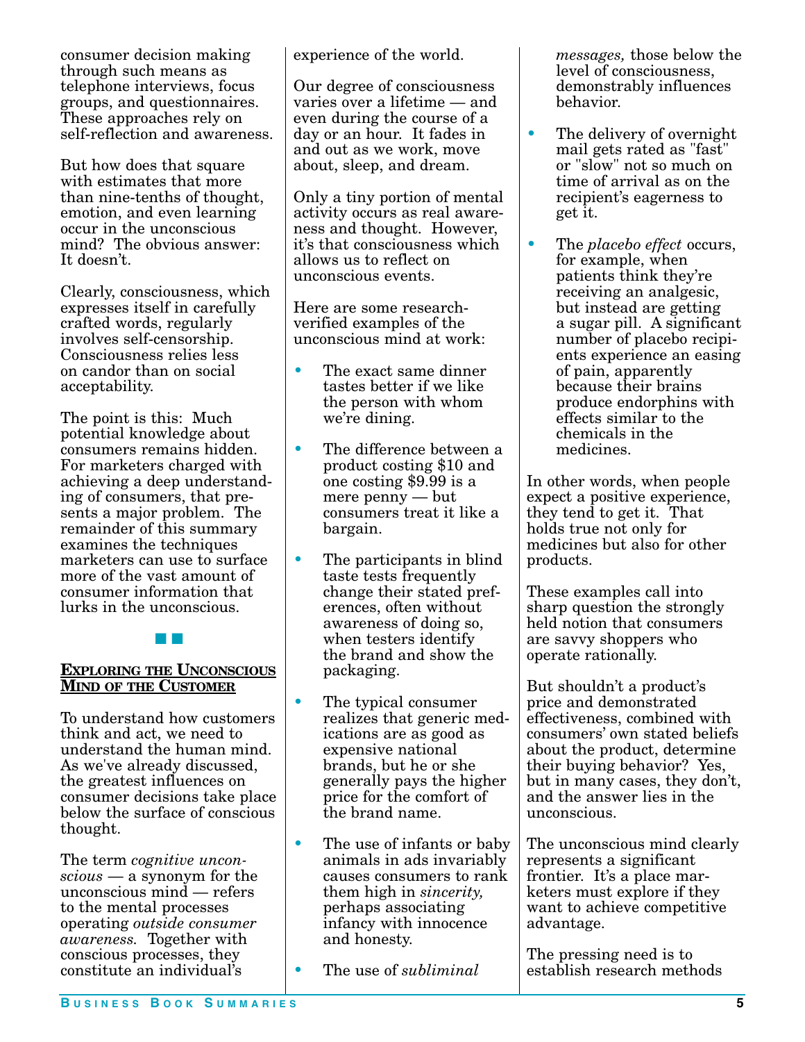consumer decision making through such means as telephone interviews, focus groups, and questionnaires. These approaches rely on self-reflection and awareness.

But how does that square with estimates that more than nine-tenths of thought, emotion, and even learning occur in the unconscious mind? The obvious answer: It doesn't.

Clearly, consciousness, which expresses itself in carefully crafted words, regularly involves self-censorship. Consciousness relies less on candor than on social acceptability.

The point is this: Much potential knowledge about consumers remains hidden. For marketers charged with achieving a deep understanding of consumers, that presents a major problem. The remainder of this summary examines the techniques marketers can use to surface more of the vast amount of consumer information that lurks in the unconscious.

■ ■

## Exploring the Unconscious Mind of the Customer

To understand how customers think and act, we need to understand the human mind. As we've already discussed, the greatest influences on consumer decisions take place below the surface of conscious thought.

The term *cognitive unconscious* — a synonym for the unconscious mind — refers to the mental processes operating *outside consumer awareness.* Together with conscious processes, they constitute an individual's experience of the world.

Our degree of consciousness varies over a lifetime — and even during the course of a day or an hour. It fades in and out as we work, move about, sleep, and dream.

Only a tiny portion of mental activity occurs as real awareness and thought. However, it's that consciousness which allows us to reflect on unconscious events.

Here are some research-verified examples of the unconscious mind at work:

- The exact same dinner tastes better if we like the person with whom we're dining.
- The difference between a product costing $10 and one costing $9.99 is a mere penny — but consumers treat it like a bargain.
- The participants in blind taste tests frequently change their stated preferences, often without awareness of doing so, when testers identify the brand and show the packaging.
- The typical consumer realizes that generic medications are as good as expensive national brands, but he or she generally pays the higher price for the comfort of the brand name.
- The use of infants or baby animals in ads invariably causes consumers to rank them high in *sincerity,* perhaps associating infancy with innocence and honesty.
- The use of *subliminal messages,* those below the level of consciousness, demonstrably influences behavior.
- The delivery of overnight mail gets rated as "fast" or "slow" not so much on time of arrival as on the recipient's eagerness to get it.
- The *placebo effect* occurs, for example, when patients think they're receiving an analgesic, but instead are getting a sugar pill. A significant number of placebo recipients experience an easing of pain, apparently because their brains produce endorphins with effects similar to the chemicals in the medicines.

In other words, when people expect a positive experience, they tend to get it. That holds true not only for medicines but also for other products.

These examples call into sharp question the strongly held notion that consumers are savvy shoppers who operate rationally.

But shouldn't a product's price and demonstrated effectiveness, combined with consumers' own stated beliefs about the product, determine their buying behavior? Yes, but in many cases, they don't, and the answer lies in the unconscious.

The unconscious mind clearly represents a significant frontier. It's a place marketers must explore if they want to achieve competitive advantage.

The pressing need is to establish research methods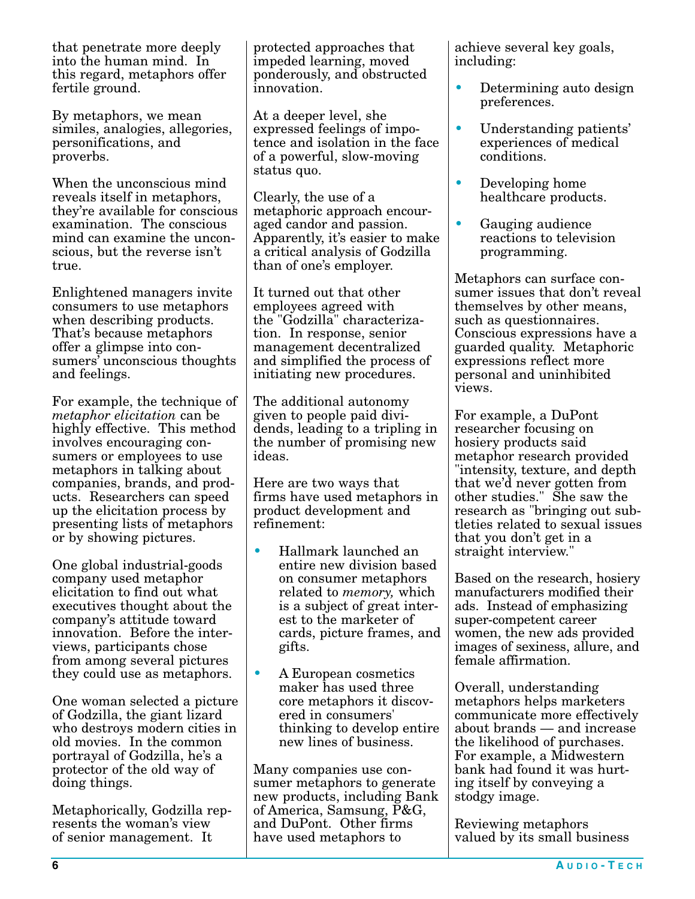that penetrate more deeply into the human mind. In this regard, metaphors offer fertile ground.

By metaphors, we mean similes, analogies, allegories, personifications, and proverbs.

When the unconscious mind reveals itself in metaphors, they're available for conscious examination. The conscious mind can examine the unconscious, but the reverse isn't true.

Enlightened managers invite consumers to use metaphors when describing products. That's because metaphors offer a glimpse into consumers' unconscious thoughts and feelings.

For example, the technique of *metaphor elicitation* can be highly effective. This method involves encouraging consumers or employees to use metaphors in talking about companies, brands, and products. Researchers can speed up the elicitation process by presenting lists of metaphors or by showing pictures.

One global industrial-goods company used metaphor elicitation to find out what executives thought about the company's attitude toward innovation. Before the interviews, participants chose from among several pictures they could use as metaphors.

One woman selected a picture of Godzilla, the giant lizard who destroys modern cities in old movies. In the common portrayal of Godzilla, he's a protector of the old way of doing things.

Metaphorically, Godzilla represents the woman's view of senior management. It protected approaches that impeded learning, moved ponderously, and obstructed innovation.

At a deeper level, she expressed feelings of impotence and isolation in the face of a powerful, slow-moving status quo.

Clearly, the use of a metaphoric approach encouraged candor and passion. Apparently, it's easier to make a critical analysis of Godzilla than of one's employer.

It turned out that other employees agreed with the "Godzilla" characterization. In response, senior management decentralized and simplified the process of initiating new procedures.

The additional autonomy given to people paid dividends, leading to a tripling in the number of promising new ideas.

Here are two ways that firms have used metaphors in product development and refinement:

- Hallmark launched an entire new division based on consumer metaphors related to *memory,* which is a subject of great interest to the marketer of cards, picture frames, and gifts.
- A European cosmetics maker has used three core metaphors it discovered in consumers' thinking to develop entire new lines of business.

Many companies use consumer metaphors to generate new products, including Bank of America, Samsung, P&G, and DuPont. Other firms have used metaphors to achieve several key goals, including:

- Determining auto design preferences.
- Understanding patients' experiences of medical conditions.
- Developing home healthcare products.
- Gauging audience reactions to television programming.

Metaphors can surface consumer issues that don't reveal themselves by other means, such as questionnaires. Conscious expressions have a guarded quality. Metaphoric expressions reflect more personal and uninhibited views.

For example, a DuPont researcher focusing on hosiery products said metaphor research provided "intensity, texture, and depth that we'd never gotten from other studies." She saw the research as "bringing out subtleties related to sexual issues that you don't get in a straight interview."

Based on the research, hosiery manufacturers modified their ads. Instead of emphasizing super-competent career women, the new ads provided images of sexiness, allure, and female affirmation.

Overall, understanding metaphors helps marketers communicate more effectively about brands — and increase the likelihood of purchases. For example, a Midwestern bank had found it was hurting itself by conveying a stodgy image.

Reviewing metaphors valued by its small business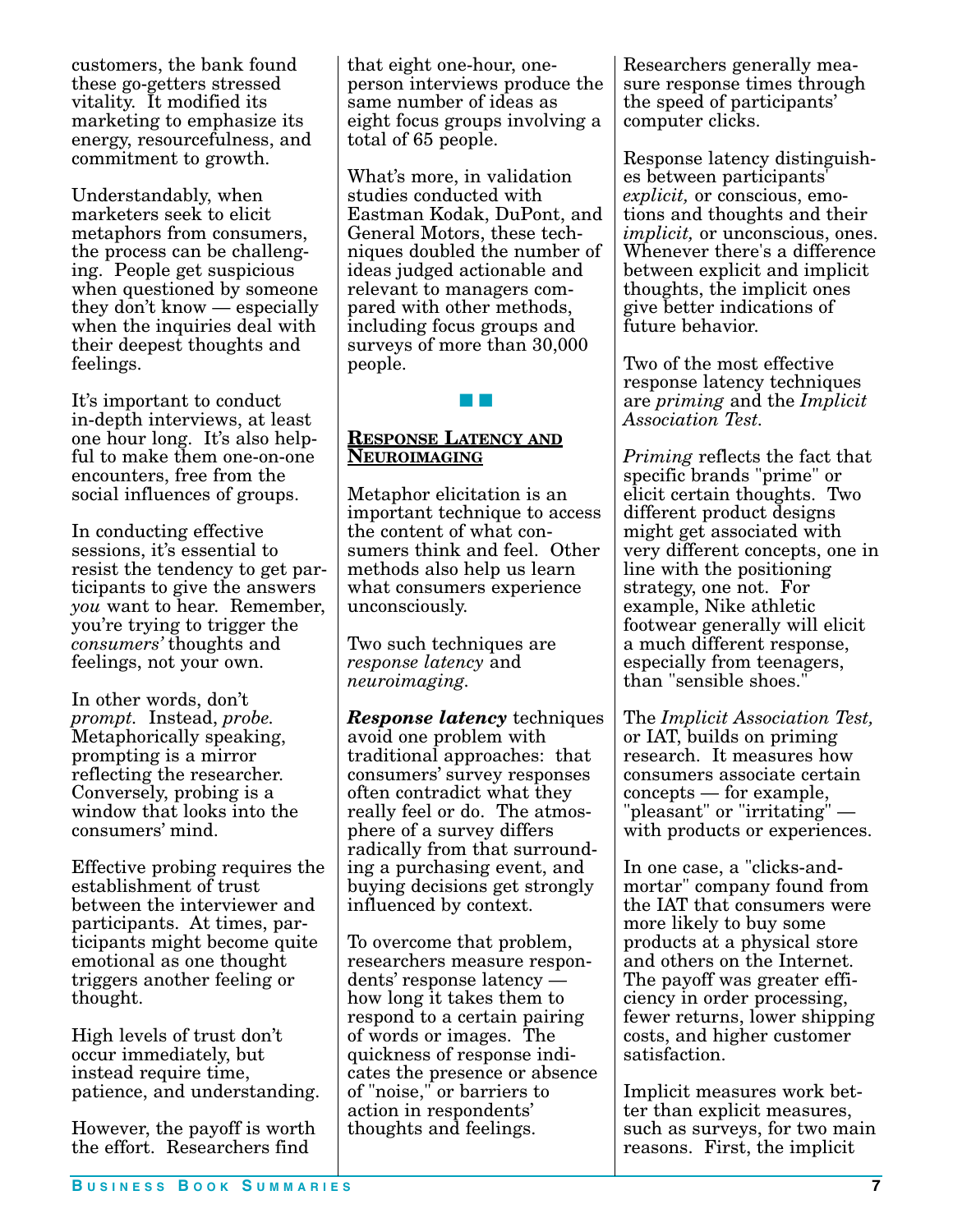customers, the bank found these go-getters stressed vitality. It modified its marketing to emphasize its energy, resourcefulness, and commitment to growth.

Understandably, when marketers seek to elicit metaphors from consumers, the process can be challenging. People get suspicious when questioned by someone they don't know — especially when the inquiries deal with their deepest thoughts and feelings.

It's important to conduct in-depth interviews, at least one hour long. It's also helpful to make them one-on-one encounters, free from the social influences of groups.

In conducting effective sessions, it's essential to resist the tendency to get participants to give the answers *you* want to hear. Remember, you're trying to trigger the *consumers'* thoughts and feelings, not your own.

In other words, don't *prompt*. Instead, *probe.* Metaphorically speaking, prompting is a mirror reflecting the researcher. Conversely, probing is a window that looks into the consumers' mind.

Effective probing requires the establishment of trust between the interviewer and participants. At times, participants might become quite emotional as one thought triggers another feeling or thought.

High levels of trust don't occur immediately, but instead require time, patience, and understanding.

However, the payoff is worth the effort. Researchers find that eight one-hour, one-person interviews produce the same number of ideas as eight focus groups involving a total of 65 people.

What's more, in validation studies conducted with Eastman Kodak, DuPont, and General Motors, these techniques doubled the number of ideas judged actionable and relevant to managers compared with other methods, including focus groups and surveys of more than 30,000 people.

## Response Latency and Neuroimaging

Metaphor elicitation is an important technique to access the content of what consumers think and feel. Other methods also help us learn what consumers experience unconsciously.

Two such techniques are *response latency* and *neuroimaging*.

***Response latency*** techniques avoid one problem with traditional approaches: that consumers' survey responses often contradict what they really feel or do. The atmosphere of a survey differs radically from that surrounding a purchasing event, and buying decisions get strongly influenced by context.

To overcome that problem, researchers measure respondents' response latency — how long it takes them to respond to a certain pairing of words or images. The quickness of response indicates the presence or absence of "noise," or barriers to action in respondents' thoughts and feelings. Researchers generally measure response times through the speed of participants' computer clicks.

Response latency distinguishes between participants' *explicit,* or conscious, emotions and thoughts and their *implicit,* or unconscious, ones. Whenever there's a difference between explicit and implicit thoughts, the implicit ones give better indications of future behavior.

Two of the most effective response latency techniques are *priming* and the *Implicit Association Test.*

*Priming* reflects the fact that specific brands "prime" or elicit certain thoughts. Two different product designs might get associated with very different concepts, one in line with the positioning strategy, one not. For example, Nike athletic footwear generally will elicit a much different response, especially from teenagers, than "sensible shoes."

The *Implicit Association Test,* or IAT, builds on priming research. It measures how consumers associate certain concepts — for example, "pleasant" or "irritating" — with products or experiences.

In one case, a "clicks-and-mortar" company found from the IAT that consumers were more likely to buy some products at a physical store and others on the Internet. The payoff was greater efficiency in order processing, fewer returns, lower shipping costs, and higher customer satisfaction.

Implicit measures work better than explicit measures, such as surveys, for two main reasons. First, the implicit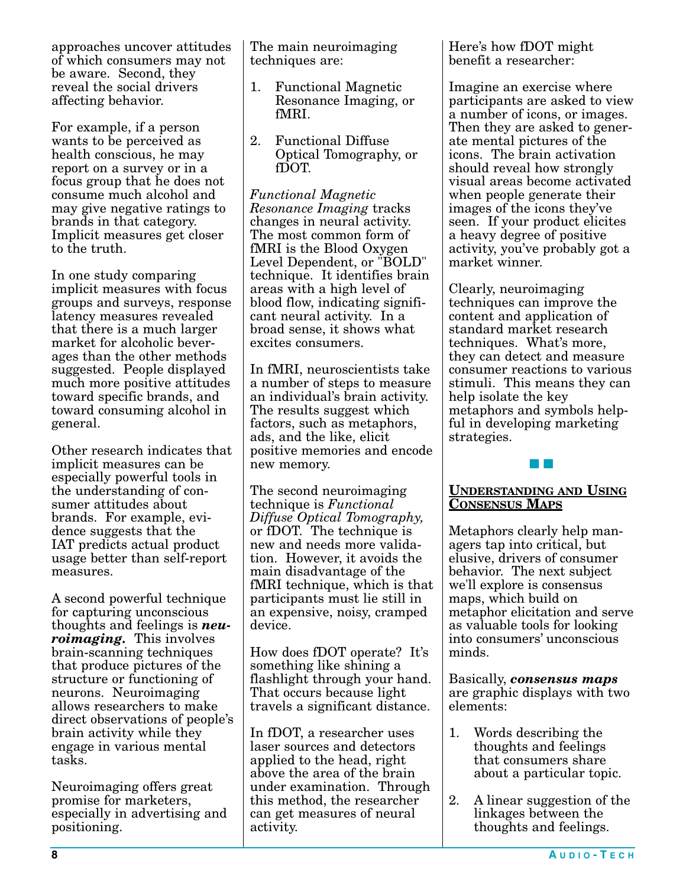approaches uncover attitudes of which consumers may not be aware. Second, they reveal the social drivers affecting behavior.

For example, if a person wants to be perceived as health conscious, he may report on a survey or in a focus group that he does not consume much alcohol and may give negative ratings to brands in that category. Implicit measures get closer to the truth.

In one study comparing implicit measures with focus groups and surveys, response latency measures revealed that there is a much larger market for alcoholic beverages than the other methods suggested. People displayed much more positive attitudes toward specific brands, and toward consuming alcohol in general.

Other research indicates that implicit measures can be especially powerful tools in the understanding of consumer attitudes about brands. For example, evidence suggests that the IAT predicts actual product usage better than self-report measures.

A second powerful technique for capturing unconscious thoughts and feelings is ***neuroimaging.*** This involves brain-scanning techniques that produce pictures of the structure or functioning of neurons. Neuroimaging allows researchers to make direct observations of people's brain activity while they engage in various mental tasks.

Neuroimaging offers great promise for marketers, especially in advertising and positioning.

The main neuroimaging techniques are:

1. Functional Magnetic Resonance Imaging, or fMRI.

2. Functional Diffuse Optical Tomography, or fDOT.

*Functional Magnetic Resonance Imaging* tracks changes in neural activity. The most common form of fMRI is the Blood Oxygen Level Dependent, or "BOLD" technique. It identifies brain areas with a high level of blood flow, indicating significant neural activity. In a broad sense, it shows what excites consumers.

In fMRI, neuroscientists take a number of steps to measure an individual's brain activity. The results suggest which factors, such as metaphors, ads, and the like, elicit positive memories and encode new memory.

The second neuroimaging technique is *Functional Diffuse Optical Tomography,* or fDOT. The technique is new and needs more validation. However, it avoids the main disadvantage of the fMRI technique, which is that participants must lie still in an expensive, noisy, cramped device.

How does fDOT operate? It's something like shining a flashlight through your hand. That occurs because light travels a significant distance.

In fDOT, a researcher uses laser sources and detectors applied to the head, right above the area of the brain under examination. Through this method, the researcher can get measures of neural activity.

Here's how fDOT might benefit a researcher:

Imagine an exercise where participants are asked to view a number of icons, or images. Then they are asked to generate mental pictures of the icons. The brain activation should reveal how strongly visual areas become activated when people generate their images of the icons they've seen. If your product elicites a heavy degree of positive activity, you've probably got a market winner.

Clearly, neuroimaging techniques can improve the content and application of standard market research techniques. What's more, they can detect and measure consumer reactions to various stimuli. This means they can help isolate the key metaphors and symbols helpful in developing marketing strategies.

## Understanding and Using Consensus Maps

Metaphors clearly help managers tap into critical, but elusive, drivers of consumer behavior. The next subject we'll explore is consensus maps, which build on metaphor elicitation and serve as valuable tools for looking into consumers' unconscious minds.

Basically, ***consensus maps*** are graphic displays with two elements:

1. Words describing the thoughts and feelings that consumers share about a particular topic.

2. A linear suggestion of the linkages between the thoughts and feelings.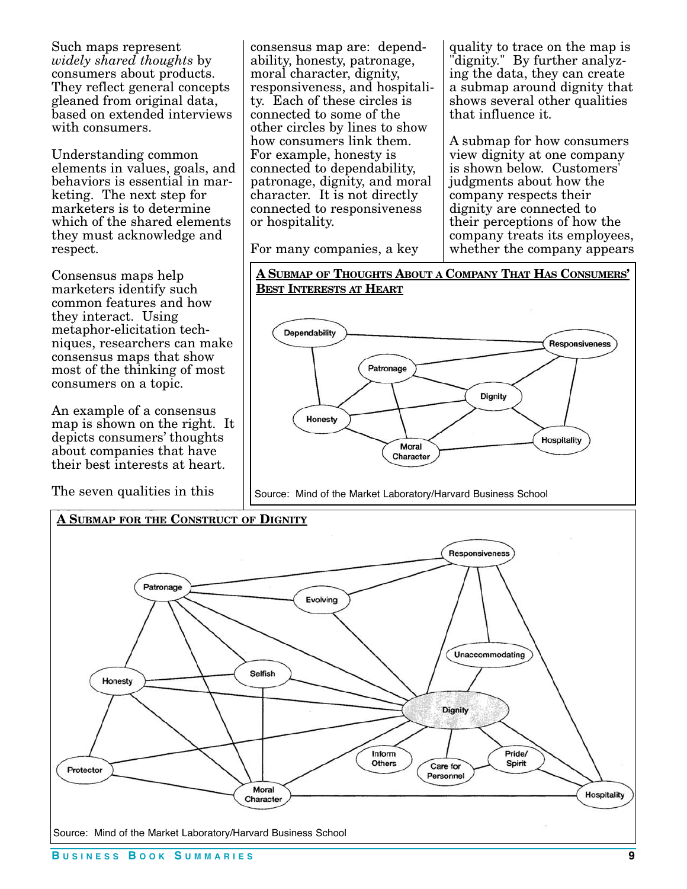Such maps represent *widely shared thoughts* by consumers about products. They reflect general concepts gleaned from original data, based on extended interviews with consumers.

Understanding common elements in values, goals, and behaviors is essential in marketing. The next step for marketers is to determine which of the shared elements they must acknowledge and respect.

Consensus maps help marketers identify such common features and how they interact. Using metaphor-elicitation techniques, researchers can make consensus maps that show most of the thinking of most consumers on a topic.

An example of a consensus map is shown on the right. It depicts consumers' thoughts about companies that have their best interests at heart.

The seven qualities in this consensus map are: dependability, honesty, patronage, moral character, dignity, responsiveness, and hospitality. Each of these circles is connected to some of the other circles by lines to show how consumers link them. For example, honesty is connected to dependability, patronage, dignity, and moral character. It is not directly connected to responsiveness or hospitality.

For many companies, a key quality to trace on the map is "dignity." By further analyzing the data, they can create a submap around dignity that shows several other qualities that influence it.

A submap for how consumers view dignity at one company is shown below. Customers' judgments about how the company respects their dignity are connected to their perceptions of how the company treats its employees, whether the company appears

**A SUBMAP OF THOUGHTS ABOUT A COMPANY THAT HAS CONSUMERS' BEST INTERESTS AT HEART**

Dependability, Responsiveness, Patronage, Dignity, Honesty, Moral Character, Hospitality

Source: Mind of the Market Laboratory/Harvard Business School

**A SUBMAP FOR THE CONSTRUCT OF DIGNITY**

Responsiveness, Patronage, Evolving, Unaccommodating, Selfish, Honesty, Dignity, Inform Others, Pride/Spirit, Care for Personnel, Protector, Moral Character, Hospitality

Source: Mind of the Market Laboratory/Harvard Business School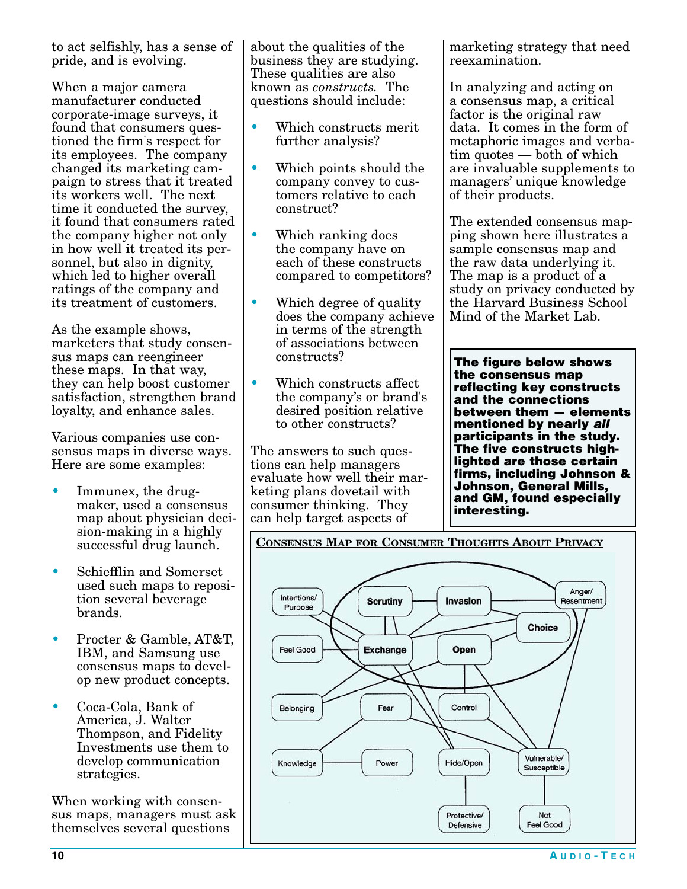to act selfishly, has a sense of pride, and is evolving.

When a major camera manufacturer conducted corporate-image surveys, it found that consumers questioned the firm's respect for its employees. The company changed its marketing campaign to stress that it treated its workers well. The next time it conducted the survey, it found that consumers rated the company higher not only in how well it treated its personnel, but also in dignity, which led to higher overall ratings of the company and its treatment of customers.

As the example shows, marketers that study consensus maps can reengineer these maps. In that way, they can help boost customer satisfaction, strengthen brand loyalty, and enhance sales.

Various companies use consensus maps in diverse ways. Here are some examples:

- Immunex, the drugmaker, used a consensus map about physician decision-making in a highly successful drug launch.
- Schiefflin and Somerset used such maps to reposition several beverage brands.
- Procter & Gamble, AT&T, IBM, and Samsung use consensus maps to develop new product concepts.
- Coca-Cola, Bank of America, J. Walter Thompson, and Fidelity Investments use them to develop communication strategies.

When working with consensus maps, managers must ask themselves several questions about the qualities of the business they are studying. These qualities are also known as *constructs*. The questions should include:

- Which constructs merit further analysis?
- Which points should the company convey to customers relative to each construct?
- Which ranking does the company have on each of these constructs compared to competitors?
- Which degree of quality does the company achieve in terms of the strength of associations between constructs?
- Which constructs affect the company's or brand's desired position relative to other constructs?

The answers to such questions can help managers evaluate how well their marketing plans dovetail with consumer thinking. They can help target aspects of marketing strategy that need reexamination.

In analyzing and acting on a consensus map, a critical factor is the original raw data. It comes in the form of metaphoric images and verbatim quotes — both of which are invaluable supplements to managers' unique knowledge of their products.

The extended consensus mapping shown here illustrates a sample consensus map and the raw data underlying it. The map is a product of a study on privacy conducted by the Harvard Business School Mind of the Market Lab.

**The figure below shows the consensus map reflecting key constructs and the connections between them — elements mentioned by nearly *all* participants in the study. The five constructs highlighted are those certain firms, including Johnson & Johnson, General Mills, and GM, found especially interesting.**

**Consensus Map for Consumer Thoughts About Privacy**

Intentions/Purpose, Scrutiny, Invasion, Anger/Resentment, Choice, Feel Good, Exchange, Open, Belonging, Fear, Control, Knowledge, Power, Hide/Open, Vulnerable/Susceptible, Protective/Defensive, Not Feel Good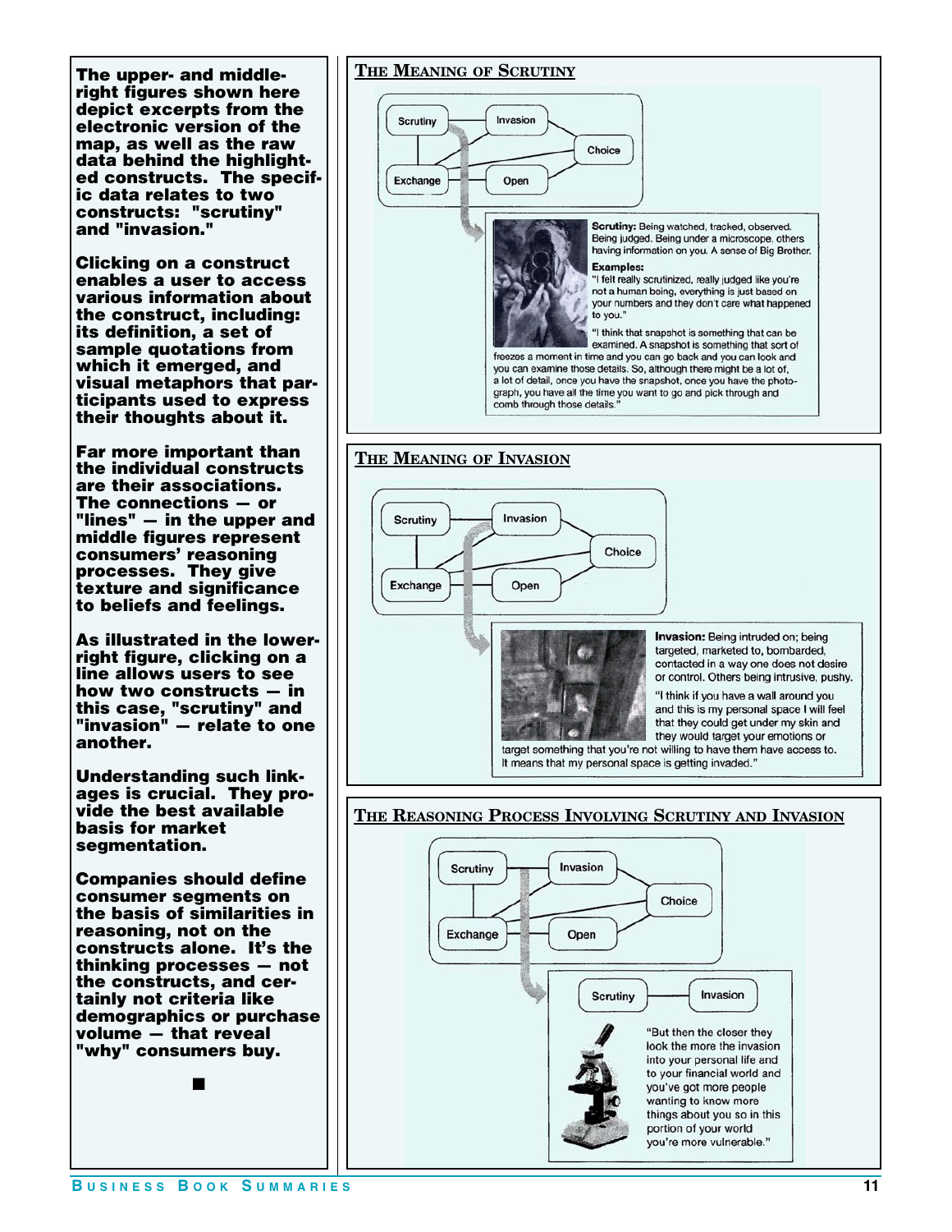The upper- and middle-right figures shown here depict excerpts from the electronic version of the map, as well as the raw data behind the highlighted constructs. The specific data relates to two constructs: "scrutiny" and "invasion."

Clicking on a construct enables a user to access various information about the construct, including: its definition, a set of sample quotations from which it emerged, and visual metaphors that participants used to express their thoughts about it.

Far more important than the individual constructs are their associations. The connections — or "lines" — in the upper and middle figures represent consumers' reasoning processes. They give texture and significance to beliefs and feelings.

As illustrated in the lower-right figure, clicking on a line allows users to see how two constructs — in this case, "scrutiny" and "invasion" — relate to one another.

Understanding such linkages is crucial. They provide the best available basis for market segmentation.

Companies should define consumer segments on the basis of similarities in reasoning, not on the constructs alone. It's the thinking processes — not the constructs, and certainly not criteria like demographics or purchase volume — that reveal "why" consumers buy.

■

## The Meaning of Scrutiny

Scrutiny — Invasion — Choice; Exchange — Open

**Scrutiny:** Being watched, tracked, observed. Being judged. Being under a microscope, others having information on you. A sense of Big Brother.

**Examples:**

"I felt really scrutinized, really judged like you're not a human being, everything is just based on your numbers and they don't care what happened to you."

"I think that snapshot is something that can be examined. A snapshot is something that sort of freezes a moment in time and you can go back and you can look and you can examine those details. So, although there might be a lot of, a lot of detail, once you have the snapshot, once you have the photograph, you have all the time you want to go and pick through and comb through those details."

## The Meaning of Invasion

Scrutiny — Invasion — Choice; Exchange — Open

**Invasion:** Being intruded on; being targeted, marketed to, bombarded, contacted in a way one does not desire or control. Others being intrusive, pushy.

"I think if you have a wall around you and this is my personal space I will feel that they could get under my skin and they would target your emotions or target something that you're not willing to have them have access to. It means that my personal space is getting invaded."

## The Reasoning Process Involving Scrutiny and Invasion

Scrutiny — Invasion — Choice; Exchange — Open

Scrutiny — Invasion

"But then the closer they look the more the invasion into your personal life and to your financial world and you've got more people wanting to know more things about you so in this portion of your world you're more vulnerable."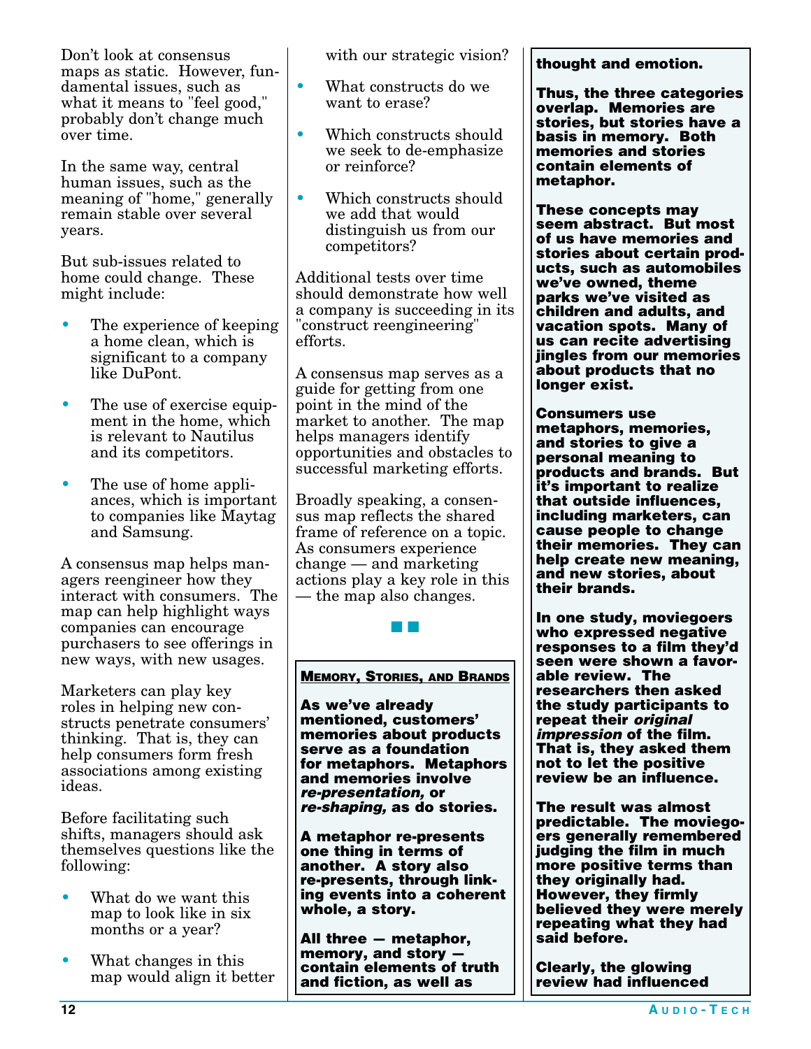Don't look at consensus maps as static. However, fundamental issues, such as what it means to "feel good," probably don't change much over time.

In the same way, central human issues, such as the meaning of "home," generally remain stable over several years.

But sub-issues related to home could change. These might include:

- The experience of keeping a home clean, which is significant to a company like DuPont.
- The use of exercise equipment in the home, which is relevant to Nautilus and its competitors.
- The use of home appliances, which is important to companies like Maytag and Samsung.

A consensus map helps managers reengineer how they interact with consumers. The map can help highlight ways companies can encourage purchasers to see offerings in new ways, with new usages.

Marketers can play key roles in helping new constructs penetrate consumers' thinking. That is, they can help consumers form fresh associations among existing ideas.

Before facilitating such shifts, managers should ask themselves questions like the following:

- What do we want this map to look like in six months or a year?
- What changes in this map would align it better with our strategic vision?
- What constructs do we want to erase?
- Which constructs should we seek to de-emphasize or reinforce?
- Which constructs should we add that would distinguish us from our competitors?

Additional tests over time should demonstrate how well a company is succeeding in its "construct reengineering" efforts.

A consensus map serves as a guide for getting from one point in the mind of the market to another. The map helps managers identify opportunities and obstacles to successful marketing efforts.

Broadly speaking, a consensus map reflects the shared frame of reference on a topic. As consumers experience change — and marketing actions play a key role in this — the map also changes.

■ ■

### Memory, Stories, and Brands

**As we've already mentioned, customers' memories about products serve as a foundation for metaphors. Metaphors and memories involve *re-presentation,* or *re-shaping,* as do stories.**

**A metaphor re-presents one thing in terms of another. A story also re-presents, through linking events into a coherent whole, a story.**

**All three — metaphor, memory, and story — contain elements of truth and fiction, as well as thought and emotion.**

**Thus, the three categories overlap. Memories are stories, but stories have a basis in memory. Both memories and stories contain elements of metaphor.**

**These concepts may seem abstract. But most of us have memories and stories about certain products, such as automobiles we've owned, theme parks we've visited as children and adults, and vacation spots. Many of us can recite advertising jingles from our memories about products that no longer exist.**

**Consumers use metaphors, memories, and stories to give a personal meaning to products and brands. But it's important to realize that outside influences, including marketers, can cause people to change their memories. They can help create new meaning, and new stories, about their brands.**

**In one study, moviegoers who expressed negative responses to a film they'd seen were shown a favorable review. The researchers then asked the study participants to repeat their *original impression* of the film. That is, they asked them not to let the positive review be an influence.**

**The result was almost predictable. The moviegoers generally remembered judging the film in much more positive terms than they originally had. However, they firmly believed they were merely repeating what they had said before.**

**Clearly, the glowing review had influenced**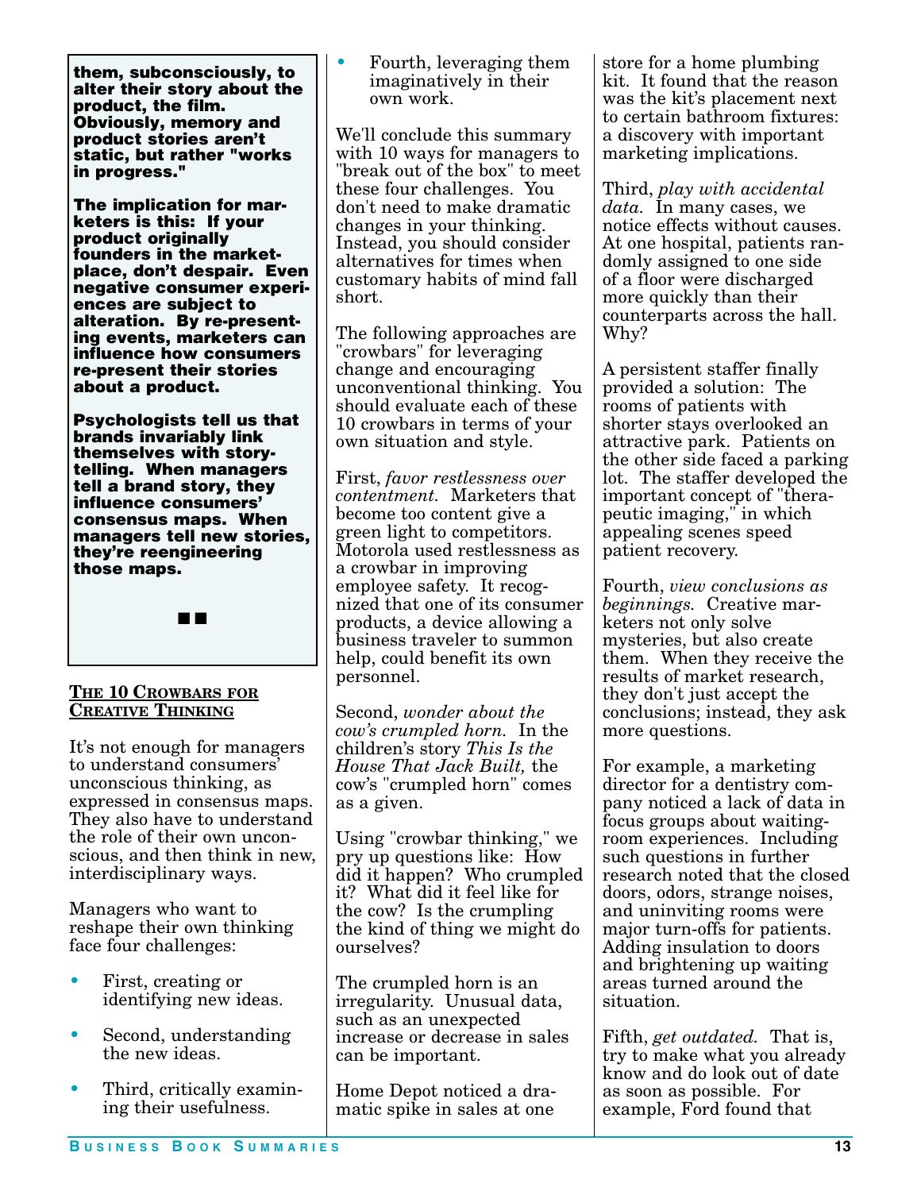**them, subconsciously, to alter their story about the product, the film. Obviously, memory and product stories aren't static, but rather "works in progress."**

**The implication for marketers is this: If your product originally founders in the marketplace, don't despair. Even negative consumer experiences are subject to alteration. By re-presenting events, marketers can influence how consumers re-present their stories about a product.**

**Psychologists tell us that brands invariably link themselves with storytelling. When managers tell a brand story, they influence consumers' consensus maps. When managers tell new stories, they're reengineering those maps.**

■■

## The 10 Crowbars for Creative Thinking

It's not enough for managers to understand consumers' unconscious thinking, as expressed in consensus maps. They also have to understand the role of their own unconscious, and then think in new, interdisciplinary ways.

Managers who want to reshape their own thinking face four challenges:

- First, creating or identifying new ideas.
- Second, understanding the new ideas.
- Third, critically examining their usefulness.
- Fourth, leveraging them imaginatively in their own work.

We'll conclude this summary with 10 ways for managers to "break out of the box" to meet these four challenges. You don't need to make dramatic changes in your thinking. Instead, you should consider alternatives for times when customary habits of mind fall short.

The following approaches are "crowbars" for leveraging change and encouraging unconventional thinking. You should evaluate each of these 10 crowbars in terms of your own situation and style.

First, *favor restlessness over contentment.* Marketers that become too content give a green light to competitors. Motorola used restlessness as a crowbar in improving employee safety. It recognized that one of its consumer products, a device allowing a business traveler to summon help, could benefit its own personnel.

Second, *wonder about the cow's crumpled horn.* In the children's story *This Is the House That Jack Built,* the cow's "crumpled horn" comes as a given.

Using "crowbar thinking," we pry up questions like: How did it happen? Who crumpled it? What did it feel like for the cow? Is the crumpling the kind of thing we might do ourselves?

The crumpled horn is an irregularity. Unusual data, such as an unexpected increase or decrease in sales can be important.

Home Depot noticed a dramatic spike in sales at one store for a home plumbing kit. It found that the reason was the kit's placement next to certain bathroom fixtures: a discovery with important marketing implications.

Third, *play with accidental data.* In many cases, we notice effects without causes. At one hospital, patients randomly assigned to one side of a floor were discharged more quickly than their counterparts across the hall. Why?

A persistent staffer finally provided a solution: The rooms of patients with shorter stays overlooked an attractive park. Patients on the other side faced a parking lot. The staffer developed the important concept of "therapeutic imaging," in which appealing scenes speed patient recovery.

Fourth, *view conclusions as beginnings.* Creative marketers not only solve mysteries, but also create them. When they receive the results of market research, they don't just accept the conclusions; instead, they ask more questions.

For example, a marketing director for a dentistry company noticed a lack of data in focus groups about waiting-room experiences. Including such questions in further research noted that the closed doors, odors, strange noises, and uninviting rooms were major turn-offs for patients. Adding insulation to doors and brightening up waiting areas turned around the situation.

Fifth, *get outdated.* That is, try to make what you already know and do look out of date as soon as possible. For example, Ford found that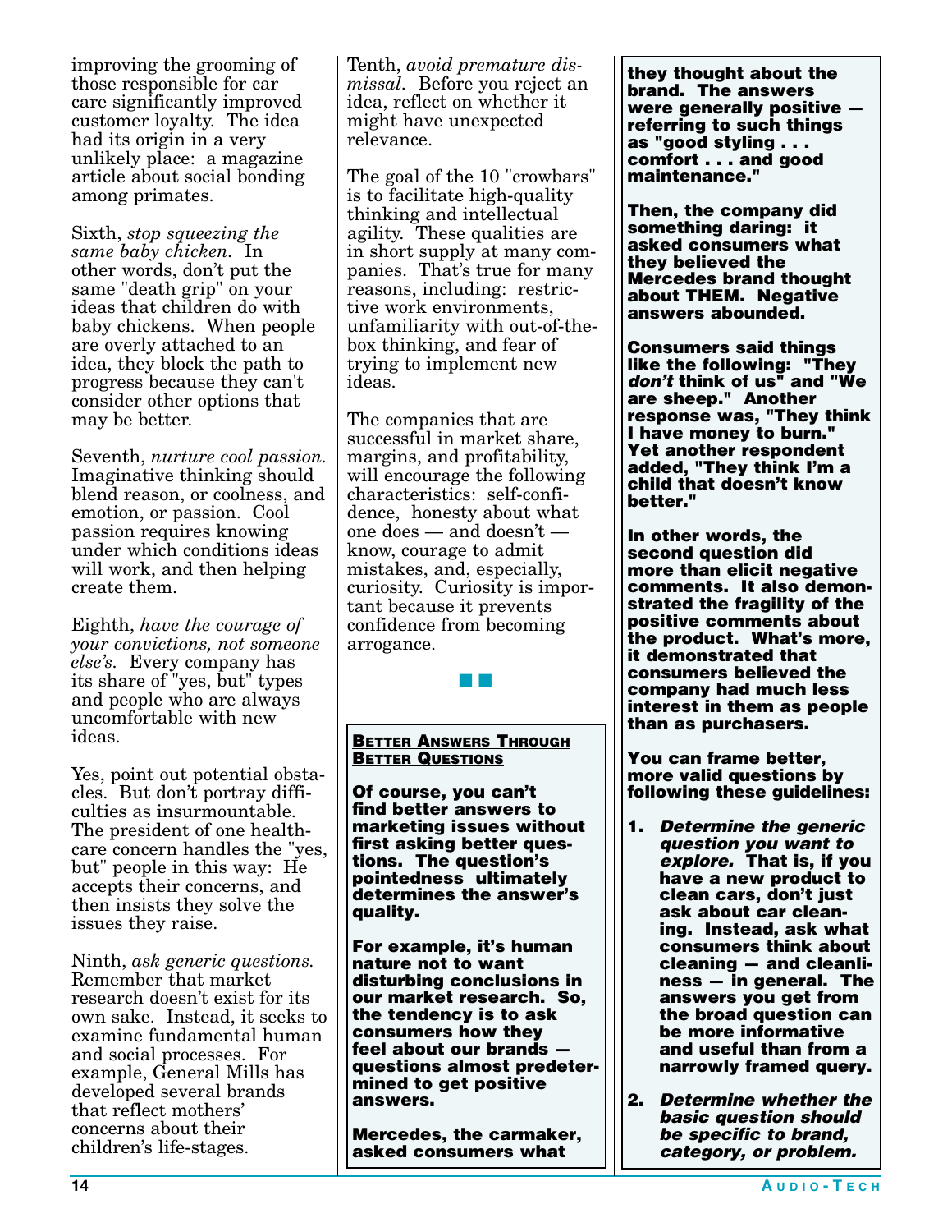improving the grooming of those responsible for car care significantly improved customer loyalty. The idea had its origin in a very unlikely place: a magazine article about social bonding among primates.

Sixth, *stop squeezing the same baby chicken.* In other words, don't put the same "death grip" on your ideas that children do with baby chickens. When people are overly attached to an idea, they block the path to progress because they can't consider other options that may be better.

Seventh, *nurture cool passion.* Imaginative thinking should blend reason, or coolness, and emotion, or passion. Cool passion requires knowing under which conditions ideas will work, and then helping create them.

Eighth, *have the courage of your convictions, not someone else's.* Every company has its share of "yes, but" types and people who are always uncomfortable with new ideas.

Yes, point out potential obstacles. But don't portray difficulties as insurmountable. The president of one health-care concern handles the "yes, but" people in this way: He accepts their concerns, and then insists they solve the issues they raise.

Ninth, *ask generic questions.* Remember that market research doesn't exist for its own sake. Instead, it seeks to examine fundamental human and social processes. For example, General Mills has developed several brands that reflect mothers' concerns about their children's life-stages.

Tenth, *avoid premature dismissal.* Before you reject an idea, reflect on whether it might have unexpected relevance.

The goal of the 10 "crowbars" is to facilitate high-quality thinking and intellectual agility. These qualities are in short supply at many companies. That's true for many reasons, including: restrictive work environments, unfamiliarity with out-of-the-box thinking, and fear of trying to implement new ideas.

The companies that are successful in market share, margins, and profitability, will encourage the following characteristics: self-confidence, honesty about what one does — and doesn't — know, courage to admit mistakes, and, especially, curiosity. Curiosity is important because it prevents confidence from becoming arrogance.

■ ■

## Better Answers Through Better Questions

**Of course, you can't find better answers to marketing issues without first asking better questions. The question's pointedness ultimately determines the answer's quality.**

**For example, it's human nature not to want disturbing conclusions in our market research. So, the tendency is to ask consumers how they feel about our brands — questions almost predetermined to get positive answers.**

**Mercedes, the carmaker, asked consumers what they thought about the brand. The answers were generally positive — referring to such things as "good styling . . . comfort . . . and good maintenance."**

**Then, the company did something daring: it asked consumers what they believed the Mercedes brand thought about THEM. Negative answers abounded.**

**Consumers said things like the following: "They *don't* think of us" and "We are sheep." Another response was, "They think I have money to burn." Yet another respondent added, "They think I'm a child that doesn't know better."**

**In other words, the second question did more than elicit negative comments. It also demonstrated the fragility of the positive comments about the product. What's more, it demonstrated that consumers believed the company had much less interest in them as people than as purchasers.**

**You can frame better, more valid questions by following these guidelines:**

1. ***Determine the generic question you want to explore.* That is, if you have a new product to clean cars, don't just ask about car cleaning. Instead, ask what consumers think about cleaning — and cleanliness — in general. The answers you get from the broad question can be more informative and useful than from a narrowly framed query.**

2. ***Determine whether the basic question should be specific to brand, category, or problem.***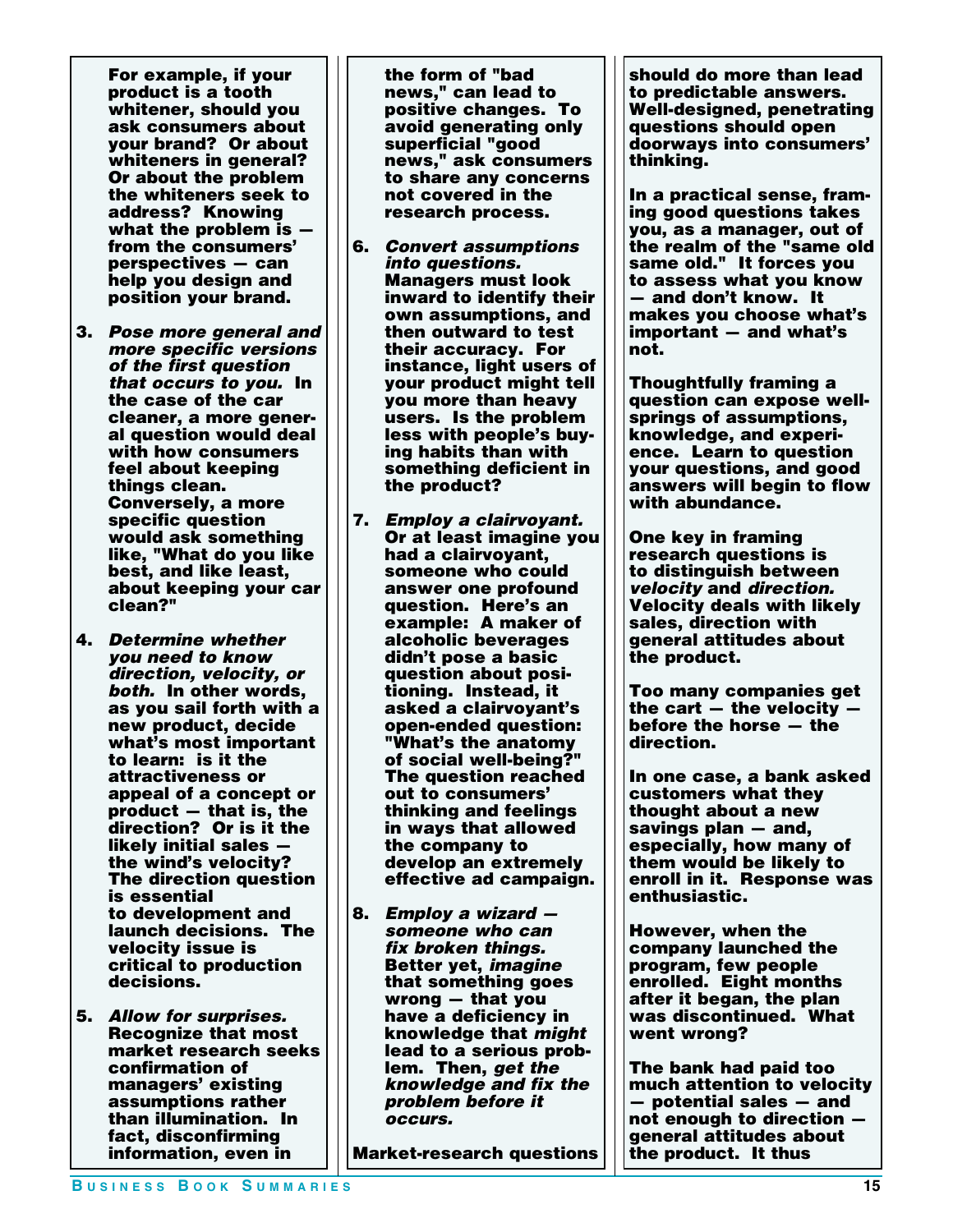For example, if your product is a tooth whitener, should you ask consumers about your brand? Or about whiteners in general? Or about the problem the whiteners seek to address? Knowing what the problem is — from the consumers' perspectives — can help you design and position your brand.

3. ***Pose more general and more specific versions of the first question that occurs to you.*** In the case of the car cleaner, a more general question would deal with how consumers feel about keeping things clean. Conversely, a more specific question would ask something like, "What do you like best, and like least, about keeping your car clean?"

4. ***Determine whether you need to know direction, velocity, or both.*** In other words, as you sail forth with a new product, decide what's most important to learn: is it the attractiveness or appeal of a concept or product — that is, the direction? Or is it the likely initial sales — the wind's velocity? The direction question is essential to development and launch decisions. The velocity issue is critical to production decisions.

5. ***Allow for surprises.*** Recognize that most market research seeks confirmation of managers' existing assumptions rather than illumination. In fact, disconfirming information, even in the form of "bad news," can lead to positive changes. To avoid generating only superficial "good news," ask consumers to share any concerns not covered in the research process.

6. ***Convert assumptions into questions.*** Managers must look inward to identify their own assumptions, and then outward to test their accuracy. For instance, light users of your product might tell you more than heavy users. Is the problem less with people's buying habits than with something deficient in the product?

7. ***Employ a clairvoyant.*** Or at least imagine you had a clairvoyant, someone who could answer one profound question. Here's an example: A maker of alcoholic beverages didn't pose a basic question about positioning. Instead, it asked a clairvoyant's open-ended question: "What's the anatomy of social well-being?" The question reached out to consumers' thinking and feelings in ways that allowed the company to develop an extremely effective ad campaign.

8. ***Employ a wizard — someone who can fix broken things.*** Better yet, *imagine* that something goes wrong — that you have a deficiency in knowledge that *might* lead to a serious problem. Then, ***get the knowledge and fix the problem before it occurs.***

Market-research questions should do more than lead to predictable answers. Well-designed, penetrating questions should open doorways into consumers' thinking.

In a practical sense, framing good questions takes you, as a manager, out of the realm of the "same old same old." It forces you to assess what you know — and don't know. It makes you choose what's important — and what's not.

Thoughtfully framing a question can expose wellsprings of assumptions, knowledge, and experience. Learn to question your questions, and good answers will begin to flow with abundance.

One key in framing research questions is to distinguish between *velocity* and *direction.* Velocity deals with likely sales, direction with general attitudes about the product.

Too many companies get the cart — the velocity — before the horse — the direction.

In one case, a bank asked customers what they thought about a new savings plan — and, especially, how many of them would be likely to enroll in it. Response was enthusiastic.

However, when the company launched the program, few people enrolled. Eight months after it began, the plan was discontinued. What went wrong?

The bank had paid too much attention to velocity — potential sales — and not enough to direction — general attitudes about the product. It thus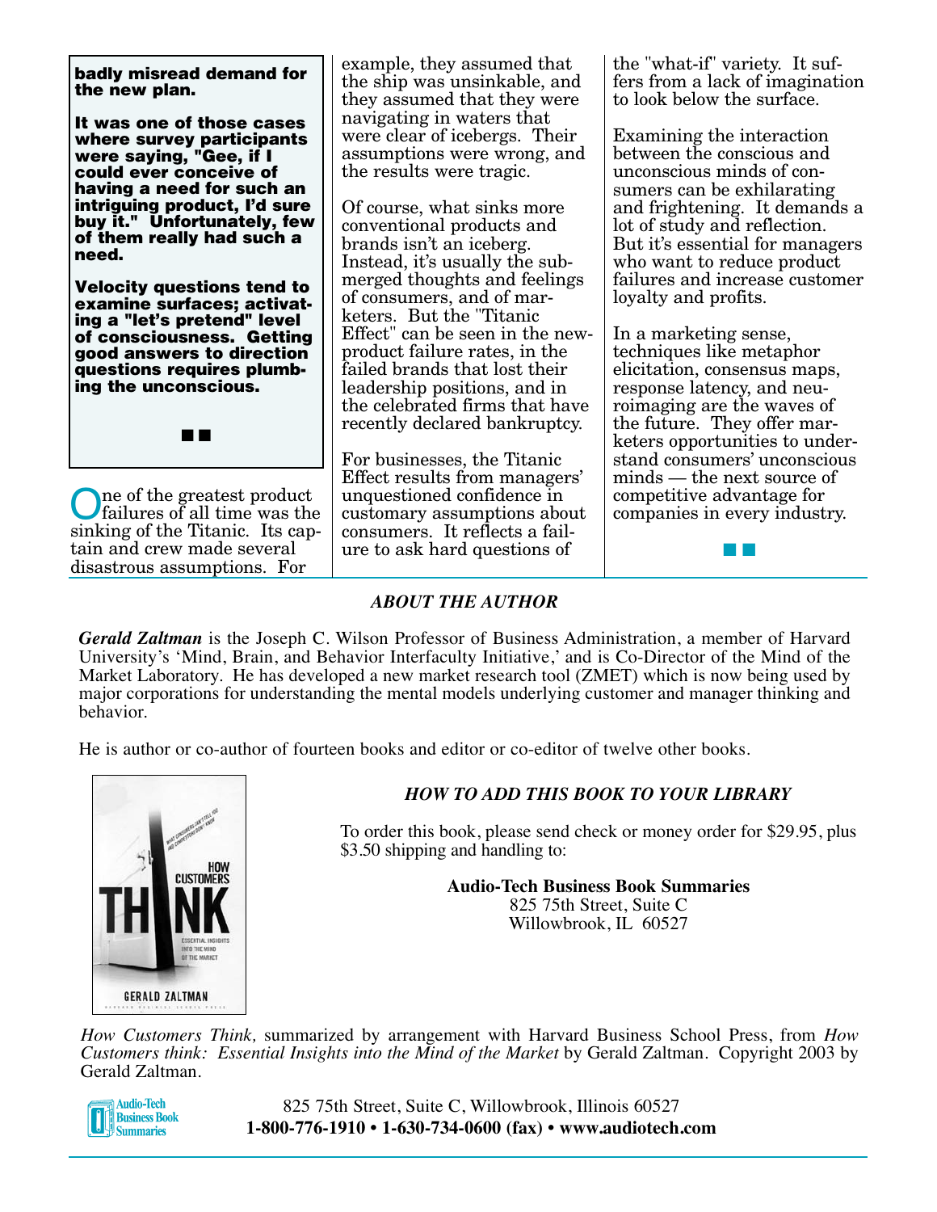**badly misread demand for the new plan.**

**It was one of those cases where survey participants were saying, "Gee, if I could ever conceive of having a need for such an intriguing product, I'd sure buy it." Unfortunately, few of them really had such a need.**

**Velocity questions tend to examine surfaces; activating a "let's pretend" level of consciousness. Getting good answers to direction questions requires plumbing the unconscious.**

■■

One of the greatest product failures of all time was the sinking of the Titanic. Its captain and crew made several disastrous assumptions. For example, they assumed that the ship was unsinkable, and they assumed that they were navigating in waters that were clear of icebergs. Their assumptions were wrong, and the results were tragic.

Of course, what sinks more conventional products and brands isn't an iceberg. Instead, it's usually the submerged thoughts and feelings of consumers, and of marketers. But the "Titanic Effect" can be seen in the new-product failure rates, in the failed brands that lost their leadership positions, and in the celebrated firms that have recently declared bankruptcy.

For businesses, the Titanic Effect results from managers' unquestioned confidence in customary assumptions about consumers. It reflects a failure to ask hard questions of the "what-if" variety. It suffers from a lack of imagination to look below the surface.

Examining the interaction between the conscious and unconscious minds of consumers can be exhilarating and frightening. It demands a lot of study and reflection. But it's essential for managers who want to reduce product failures and increase customer loyalty and profits.

In a marketing sense, techniques like metaphor elicitation, consensus maps, response latency, and neuroimaging are the waves of the future. They offer marketers opportunities to understand consumers' unconscious minds — the next source of competitive advantage for companies in every industry.

■■

### *ABOUT THE AUTHOR*

***Gerald Zaltman*** is the Joseph C. Wilson Professor of Business Administration, a member of Harvard University's 'Mind, Brain, and Behavior Interfaculty Initiative,' and is Co-Director of the Mind of the Market Laboratory. He has developed a new market research tool (ZMET) which is now being used by major corporations for understanding the mental models underlying customer and manager thinking and behavior.

He is author or co-author of fourteen books and editor or co-editor of twelve other books.

### *HOW TO ADD THIS BOOK TO YOUR LIBRARY*

To order this book, please send check or money order for $29.95, plus $3.50 shipping and handling to:

**Audio-Tech Business Book Summaries**
825 75th Street, Suite C
Willowbrook, IL 60527

*How Customers Think,* summarized by arrangement with Harvard Business School Press, from *How Customers think: Essential Insights into the Mind of the Market* by Gerald Zaltman. Copyright 2003 by Gerald Zaltman.

Audio-Tech Business Book Summaries

825 75th Street, Suite C, Willowbrook, Illinois 60527
**1-800-776-1910 • 1-630-734-0600 (fax) • www.audiotech.com**